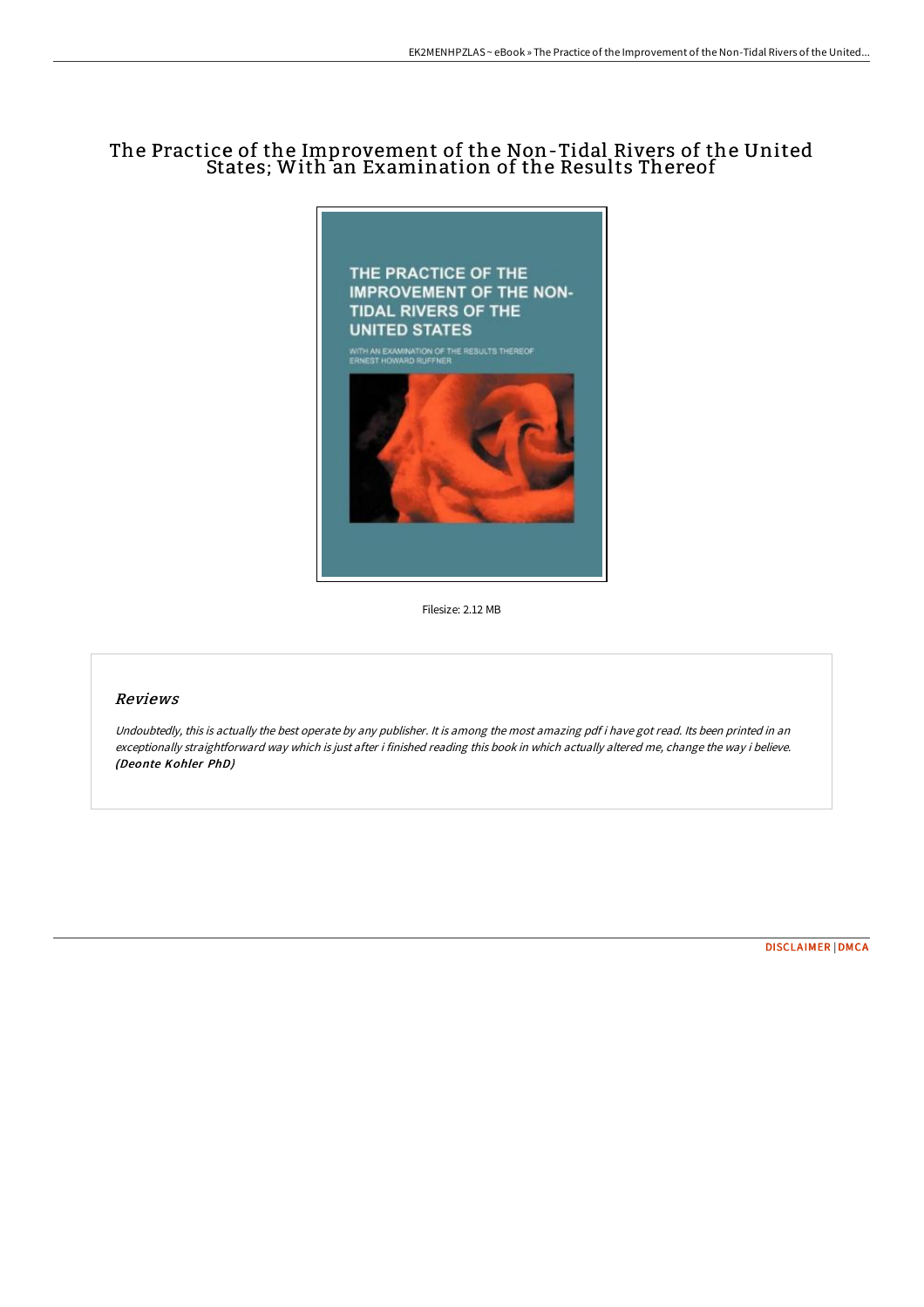# The Practice of the Improvement of the Non-Tidal Rivers of the United States; With an Examination of the Results Thereof

Filesize: 2.12 MB

## Reviews

*Undoubtedly, this is actually the best operate by any publisher. It is among the most amazing pdf i have got read. Its been printed in an exceptionally straightforward way which is just after i finished reading this book in which actually altered me, change the way i believe.* ***(Deonte Kohler PhD)***

DISCLAIMER | DMCA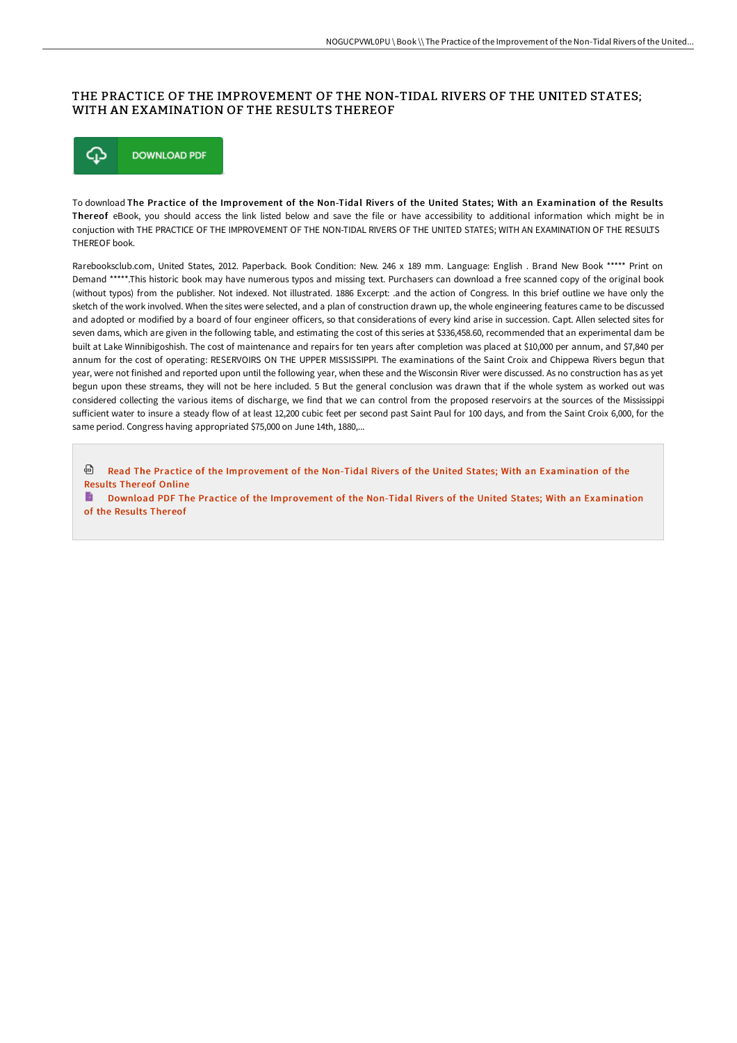# THE PRACTICE OF THE IMPROVEMENT OF THE NON-TIDAL RIVERS OF THE UNITED STATES; WITH AN EXAMINATION OF THE RESULTS THEREOF

DOWNLOAD PDF

To download **The Practice of the Improvement of the Non-Tidal Rivers of the United States; With an Examination of the Results Thereof** eBook, you should access the link listed below and save the file or have accessibility to additional information which might be in conjuction with THE PRACTICE OF THE IMPROVEMENT OF THE NON-TIDAL RIVERS OF THE UNITED STATES; WITH AN EXAMINATION OF THE RESULTS THEREOF book.

Rarebooksclub.com, United States, 2012. Paperback. Book Condition: New. 246 x 189 mm. Language: English . Brand New Book ***** Print on Demand *****.This historic book may have numerous typos and missing text. Purchasers can download a free scanned copy of the original book (without typos) from the publisher. Not indexed. Not illustrated. 1886 Excerpt: .and the action of Congress. In this brief outline we have only the sketch of the work involved. When the sites were selected, and a plan of construction drawn up, the whole engineering features came to be discussed and adopted or modified by a board of four engineer officers, so that considerations of every kind arise in succession. Capt. Allen selected sites for seven dams, which are given in the following table, and estimating the cost of this series at $336,458.60, recommended that an experimental dam be built at Lake Winnibigoshish. The cost of maintenance and repairs for ten years after completion was placed at $10,000 per annum, and $7,840 per annum for the cost of operating: RESERVOIRS ON THE UPPER MISSISSIPPI. The examinations of the Saint Croix and Chippewa Rivers begun that year, were not finished and reported upon until the following year, when these and the Wisconsin River were discussed. As no construction has as yet begun upon these streams, they will not be here included. 5 But the general conclusion was drawn that if the whole system as worked out was considered collecting the various items of discharge, we find that we can control from the proposed reservoirs at the sources of the Mississippi sufficient water to insure a steady flow of at least 12,200 cubic feet per second past Saint Paul for 100 days, and from the Saint Croix 6,000, for the same period. Congress having appropriated $75,000 on June 14th, 1880,...

Read The Practice of the Improvement of the Non-Tidal Rivers of the United States; With an Examination of the Results Thereof Online

Download PDF The Practice of the Improvement of the Non-Tidal Rivers of the United States; With an Examination of the Results Thereof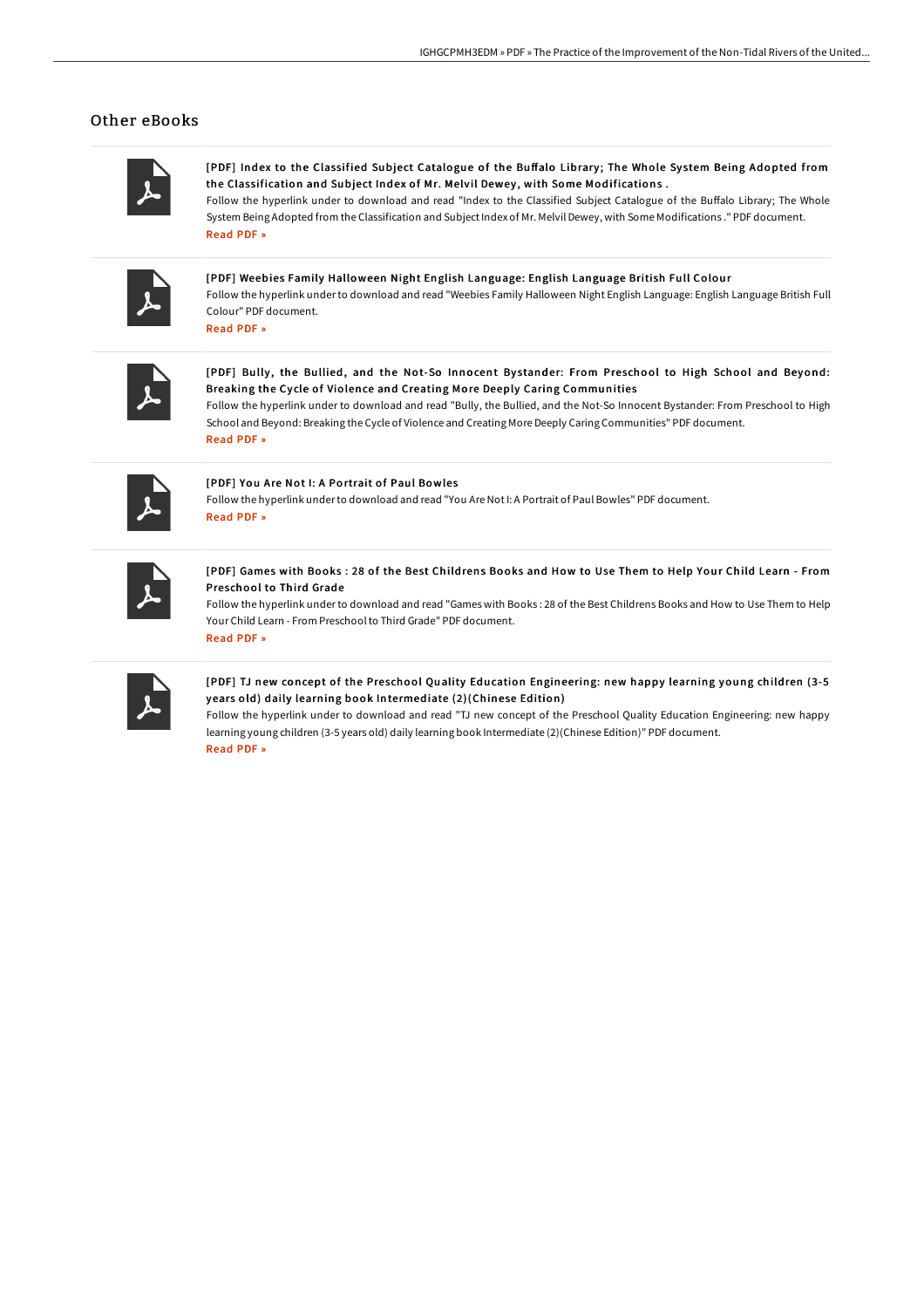## Other eBooks

**[PDF] Index to the Classified Subject Catalogue of the Buffalo Library; The Whole System Being Adopted from the Classification and Subject Index of Mr. Melvil Dewey, with Some Modifications .**

Follow the hyperlink under to download and read "Index to the Classified Subject Catalogue of the Buffalo Library; The Whole System Being Adopted from the Classification and Subject Index of Mr. Melvil Dewey, with Some Modifications ." PDF document.

Read PDF »

**[PDF] Weebies Family Halloween Night English Language: English Language British Full Colour**

Follow the hyperlink under to download and read "Weebies Family Halloween Night English Language: English Language British Full Colour" PDF document.

Read PDF »

**[PDF] Bully, the Bullied, and the Not-So Innocent Bystander: From Preschool to High School and Beyond: Breaking the Cycle of Violence and Creating More Deeply Caring Communities**

Follow the hyperlink under to download and read "Bully, the Bullied, and the Not-So Innocent Bystander: From Preschool to High School and Beyond: Breaking the Cycle of Violence and Creating More Deeply Caring Communities" PDF document.

Read PDF »

**[PDF] You Are Not I: A Portrait of Paul Bowles**

Follow the hyperlink under to download and read "You Are Not I: A Portrait of Paul Bowles" PDF document.

Read PDF »

**[PDF] Games with Books : 28 of the Best Childrens Books and How to Use Them to Help Your Child Learn - From Preschool to Third Grade**

Follow the hyperlink under to download and read "Games with Books : 28 of the Best Childrens Books and How to Use Them to Help Your Child Learn - From Preschool to Third Grade" PDF document.

Read PDF »

**[PDF] TJ new concept of the Preschool Quality Education Engineering: new happy learning young children (3-5 years old) daily learning book Intermediate (2)(Chinese Edition)**

Follow the hyperlink under to download and read "TJ new concept of the Preschool Quality Education Engineering: new happy learning young children (3-5 years old) daily learning book Intermediate (2)(Chinese Edition)" PDF document.

Read PDF »